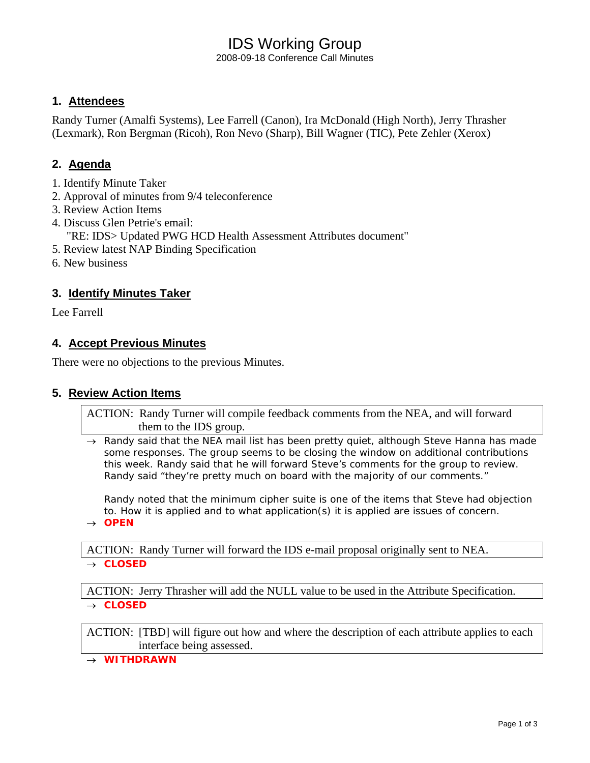# IDS Working Group

2008-09-18 Conference Call Minutes

## 1. Attendees

Randy Turner (Amalfi Systems), Lee Farrell (Canon), Ira McDonald (High North), Jerry Thrasher (Lexmark), Ron Bergman (Ricoh), Ron Nevo (Sharp), Bill Wagner (TIC), Pete Zehler (Xerox)

## 2. Agenda

1. Identify Minute Taker
2. Approval of minutes from 9/4 teleconference
3. Review Action Items
4. Discuss Glen Petrie's email:
   "RE: IDS> Updated PWG HCD Health Assessment Attributes document"
5. Review latest NAP Binding Specification
6. New business

## 3. Identify Minutes Taker

Lee Farrell

## 4. Accept Previous Minutes

There were no objections to the previous Minutes.

## 5. Review Action Items

ACTION: Randy Turner will compile feedback comments from the NEA, and will forward them to the IDS group.

→ Randy said that the NEA mail list has been pretty quiet, although Steve Hanna has made some responses. The group seems to be closing the window on additional contributions this week. Randy said that he will forward Steve's comments for the group to review. Randy said "they're pretty much on board with the majority of our comments."

Randy noted that the minimum cipher suite is one of the items that Steve had objection to. How it is applied and to what application(s) it is applied are issues of concern.

→ **OPEN**

ACTION: Randy Turner will forward the IDS e-mail proposal originally sent to NEA.

→ **CLOSED**

ACTION: Jerry Thrasher will add the NULL value to be used in the Attribute Specification.

→ **CLOSED**

ACTION: [TBD] will figure out how and where the description of each attribute applies to each interface being assessed.

→ **WITHDRAWN**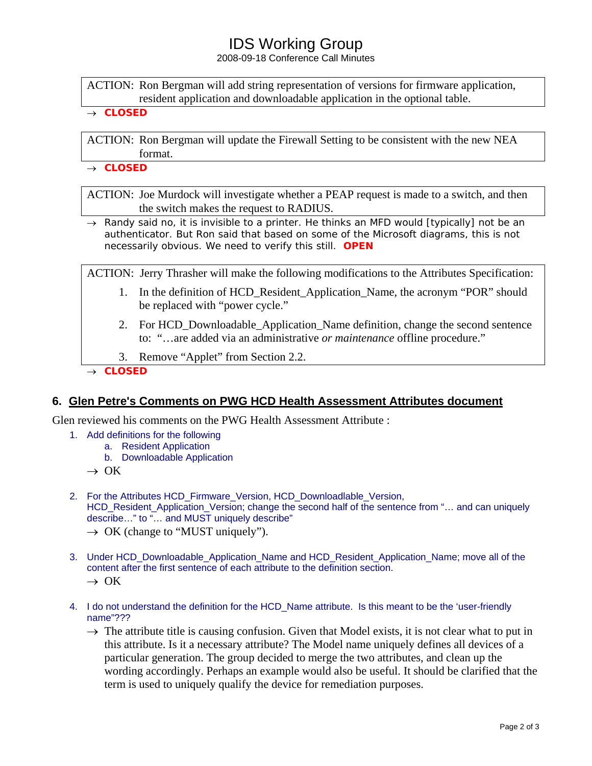ACTION: Ron Bergman will add string representation of versions for firmware application, resident application and downloadable application in the optional table.

→ **CLOSED**

ACTION: Ron Bergman will update the Firewall Setting to be consistent with the new NEA format.

→ **CLOSED**

ACTION: Joe Murdock will investigate whether a PEAP request is made to a switch, and then the switch makes the request to RADIUS.

→ Randy said no, it is invisible to a printer. He thinks an MFD would [typically] not be an authenticator. But Ron said that based on some of the Microsoft diagrams, this is not necessarily obvious. We need to verify this still. **OPEN**

ACTION: Jerry Thrasher will make the following modifications to the Attributes Specification:

1. In the definition of HCD_Resident_Application_Name, the acronym "POR" should be replaced with "power cycle."
2. For HCD_Downloadable_Application_Name definition, change the second sentence to: "…are added via an administrative *or maintenance* offline procedure."
3. Remove "Applet" from Section 2.2.

→ **CLOSED**

## 6. Glen Petre's Comments on PWG HCD Health Assessment Attributes document

Glen reviewed his comments on the PWG Health Assessment Attribute :

1. Add definitions for the following
   a. Resident Application
   b. Downloadable Application

   → OK

2. For the Attributes HCD_Firmware_Version, HCD_Downloadlable_Version, HCD_Resident_Application_Version; change the second half of the sentence from "… and can uniquely describe…" to "… and MUST uniquely describe"

   → OK (change to "MUST uniquely").

3. Under HCD_Downloadable_Application_Name and HCD_Resident_Application_Name; move all of the content after the first sentence of each attribute to the definition section.

   → OK

4. I do not understand the definition for the HCD_Name attribute. Is this meant to be the 'user-friendly name"???

   → The attribute title is causing confusion. Given that Model exists, it is not clear what to put in this attribute. Is it a necessary attribute? The Model name uniquely defines all devices of a particular generation. The group decided to merge the two attributes, and clean up the wording accordingly. Perhaps an example would also be useful. It should be clarified that the term is used to uniquely qualify the device for remediation purposes.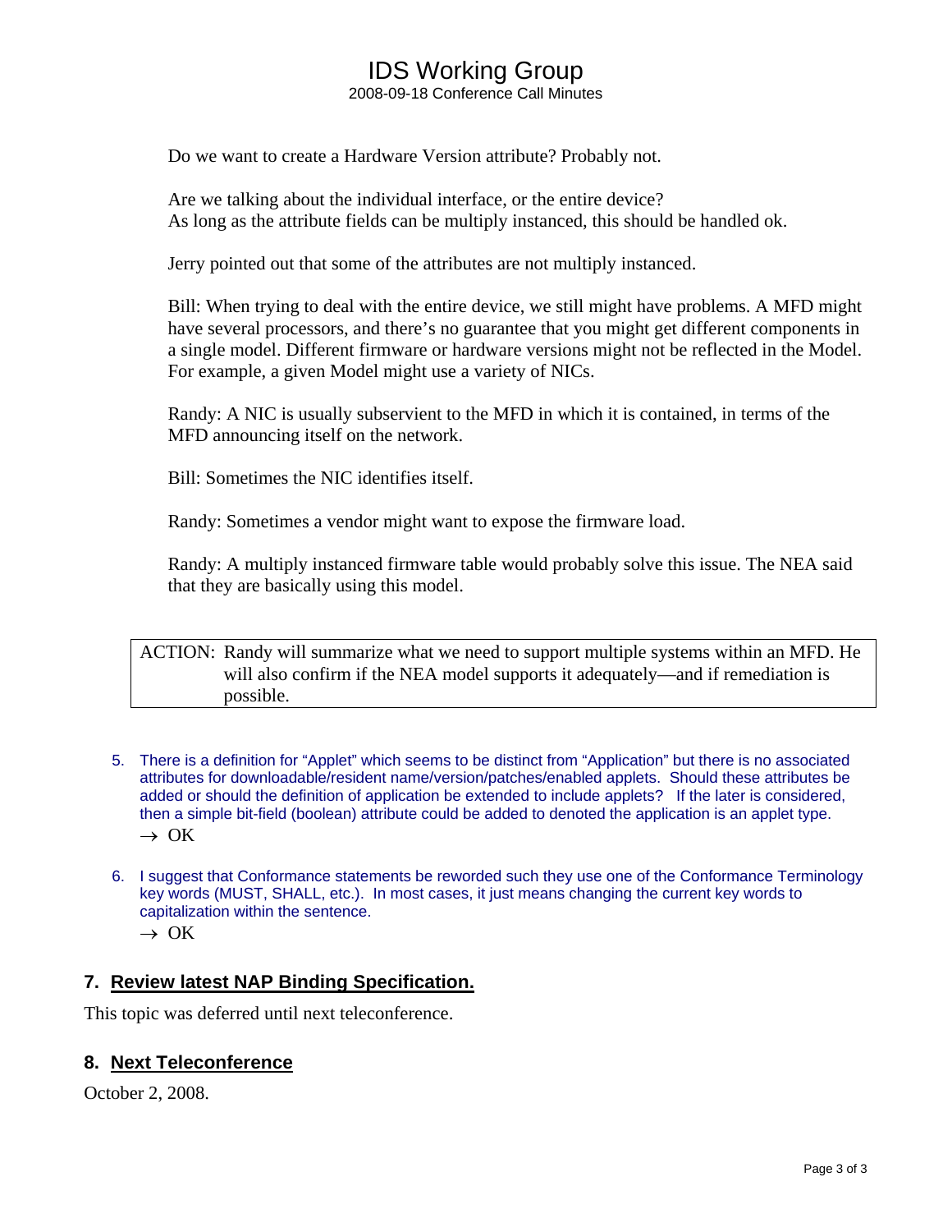Do we want to create a Hardware Version attribute? Probably not.

Are we talking about the individual interface, or the entire device?
As long as the attribute fields can be multiply instanced, this should be handled ok.

Jerry pointed out that some of the attributes are not multiply instanced.

Bill: When trying to deal with the entire device, we still might have problems. A MFD might have several processors, and there's no guarantee that you might get different components in a single model. Different firmware or hardware versions might not be reflected in the Model. For example, a given Model might use a variety of NICs.

Randy: A NIC is usually subservient to the MFD in which it is contained, in terms of the MFD announcing itself on the network.

Bill: Sometimes the NIC identifies itself.

Randy: Sometimes a vendor might want to expose the firmware load.

Randy: A multiply instanced firmware table would probably solve this issue. The NEA said that they are basically using this model.

> ACTION: Randy will summarize what we need to support multiple systems within an MFD. He will also confirm if the NEA model supports it adequately—and if remediation is possible.

5. There is a definition for "Applet" which seems to be distinct from "Application" but there is no associated attributes for downloadable/resident name/version/patches/enabled applets. Should these attributes be added or should the definition of application be extended to include applets? If the later is considered, then a simple bit-field (boolean) attribute could be added to denoted the application is an applet type.
   → OK

6. I suggest that Conformance statements be reworded such they use one of the Conformance Terminology key words (MUST, SHALL, etc.). In most cases, it just means changing the current key words to capitalization within the sentence.
   → OK

## 7. Review latest NAP Binding Specification.

This topic was deferred until next teleconference.

## 8. Next Teleconference

October 2, 2008.